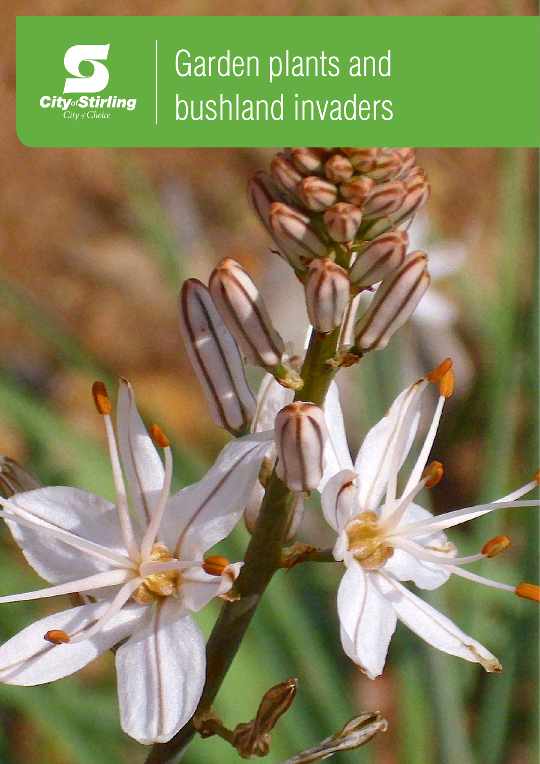City of Stirling
City of Choice

# Garden plants and bushland invaders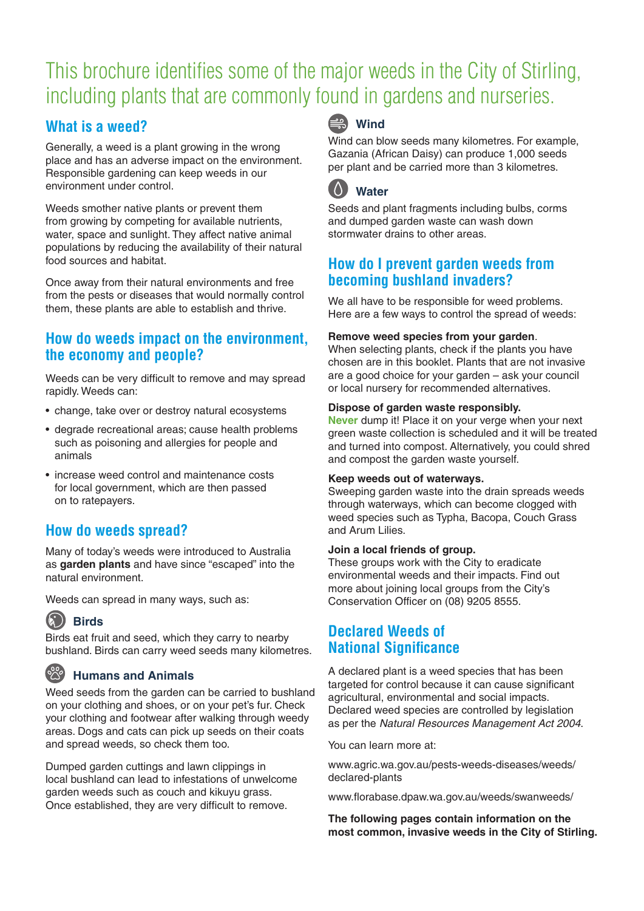# This brochure identifies some of the major weeds in the City of Stirling, including plants that are commonly found in gardens and nurseries.

## What is a weed?

Generally, a weed is a plant growing in the wrong place and has an adverse impact on the environment. Responsible gardening can keep weeds in our environment under control.

Weeds smother native plants or prevent them from growing by competing for available nutrients, water, space and sunlight. They affect native animal populations by reducing the availability of their natural food sources and habitat.

Once away from their natural environments and free from the pests or diseases that would normally control them, these plants are able to establish and thrive.

## How do weeds impact on the environment, the economy and people?

Weeds can be very difficult to remove and may spread rapidly. Weeds can:

- change, take over or destroy natural ecosystems
- degrade recreational areas; cause health problems such as poisoning and allergies for people and animals
- increase weed control and maintenance costs for local government, which are then passed on to ratepayers.

## How do weeds spread?

Many of today's weeds were introduced to Australia as **garden plants** and have since "escaped" into the natural environment.

Weeds can spread in many ways, such as:

### Birds

Birds eat fruit and seed, which they carry to nearby bushland. Birds can carry weed seeds many kilometres.

### Humans and Animals

Weed seeds from the garden can be carried to bushland on your clothing and shoes, or on your pet's fur. Check your clothing and footwear after walking through weedy areas. Dogs and cats can pick up seeds on their coats and spread weeds, so check them too.

Dumped garden cuttings and lawn clippings in local bushland can lead to infestations of unwelcome garden weeds such as couch and kikuyu grass. Once established, they are very difficult to remove.

### Wind

Wind can blow seeds many kilometres. For example, Gazania (African Daisy) can produce 1,000 seeds per plant and be carried more than 3 kilometres.

### Water

Seeds and plant fragments including bulbs, corms and dumped garden waste can wash down stormwater drains to other areas.

## How do I prevent garden weeds from becoming bushland invaders?

We all have to be responsible for weed problems. Here are a few ways to control the spread of weeds:

**Remove weed species from your garden**.
When selecting plants, check if the plants you have chosen are in this booklet. Plants that are not invasive are a good choice for your garden – ask your council or local nursery for recommended alternatives.

**Dispose of garden waste responsibly.**
**Never** dump it! Place it on your verge when your next green waste collection is scheduled and it will be treated and turned into compost. Alternatively, you could shred and compost the garden waste yourself.

**Keep weeds out of waterways.**
Sweeping garden waste into the drain spreads weeds through waterways, which can become clogged with weed species such as Typha, Bacopa, Couch Grass and Arum Lilies.

**Join a local friends of group.**
These groups work with the City to eradicate environmental weeds and their impacts. Find out more about joining local groups from the City's Conservation Officer on (08) 9205 8555.

## Declared Weeds of National Significance

A declared plant is a weed species that has been targeted for control because it can cause significant agricultural, environmental and social impacts. Declared weed species are controlled by legislation as per the *Natural Resources Management Act 2004*.

You can learn more at:

www.agric.wa.gov.au/pests-weeds-diseases/weeds/declared-plants

www.florabase.dpaw.wa.gov.au/weeds/swanweeds/

**The following pages contain information on the most common, invasive weeds in the City of Stirling.**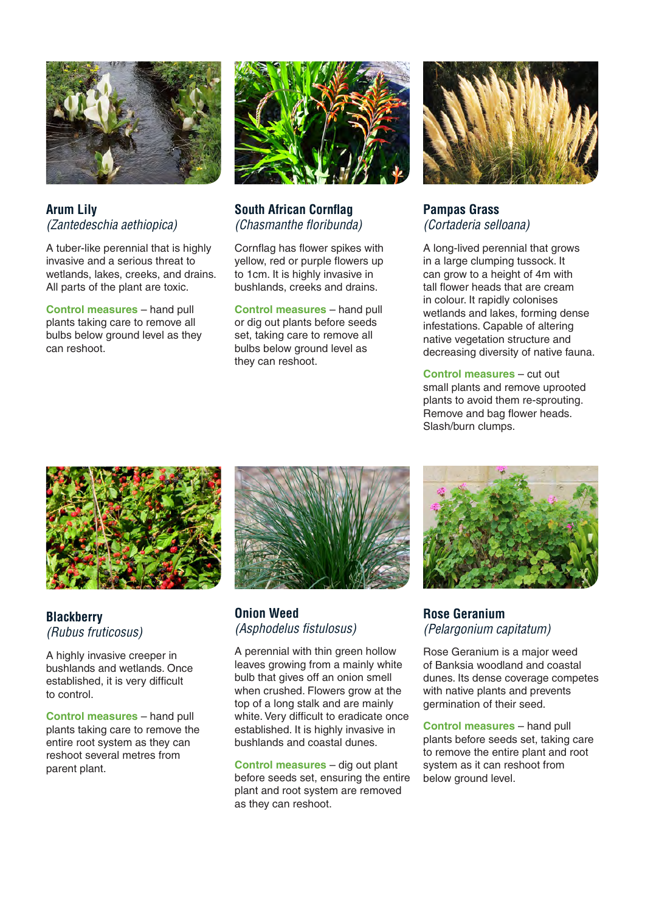## Arum Lily

*(Zantedeschia aethiopica)*

A tuber-like perennial that is highly invasive and a serious threat to wetlands, lakes, creeks, and drains. All parts of the plant are toxic.

**Control measures** – hand pull plants taking care to remove all bulbs below ground level as they can reshoot.

## South African Cornflag

*(Chasmanthe floribunda)*

Cornflag has flower spikes with yellow, red or purple flowers up to 1cm. It is highly invasive in bushlands, creeks and drains.

**Control measures** – hand pull or dig out plants before seeds set, taking care to remove all bulbs below ground level as they can reshoot.

## Pampas Grass

*(Cortaderia selloana)*

A long-lived perennial that grows in a large clumping tussock. It can grow to a height of 4m with tall flower heads that are cream in colour. It rapidly colonises wetlands and lakes, forming dense infestations. Capable of altering native vegetation structure and decreasing diversity of native fauna.

**Control measures** – cut out small plants and remove uprooted plants to avoid them re-sprouting. Remove and bag flower heads. Slash/burn clumps.

## Blackberry

*(Rubus fruticosus)*

A highly invasive creeper in bushlands and wetlands. Once established, it is very difficult to control.

**Control measures** – hand pull plants taking care to remove the entire root system as they can reshoot several metres from parent plant.

## Onion Weed

*(Asphodelus fistulosus)*

A perennial with thin green hollow leaves growing from a mainly white bulb that gives off an onion smell when crushed. Flowers grow at the top of a long stalk and are mainly white. Very difficult to eradicate once established. It is highly invasive in bushlands and coastal dunes.

**Control measures** – dig out plant before seeds set, ensuring the entire plant and root system are removed as they can reshoot.

## Rose Geranium

*(Pelargonium capitatum)*

Rose Geranium is a major weed of Banksia woodland and coastal dunes. Its dense coverage competes with native plants and prevents germination of their seed.

**Control measures** – hand pull plants before seeds set, taking care to remove the entire plant and root system as it can reshoot from below ground level.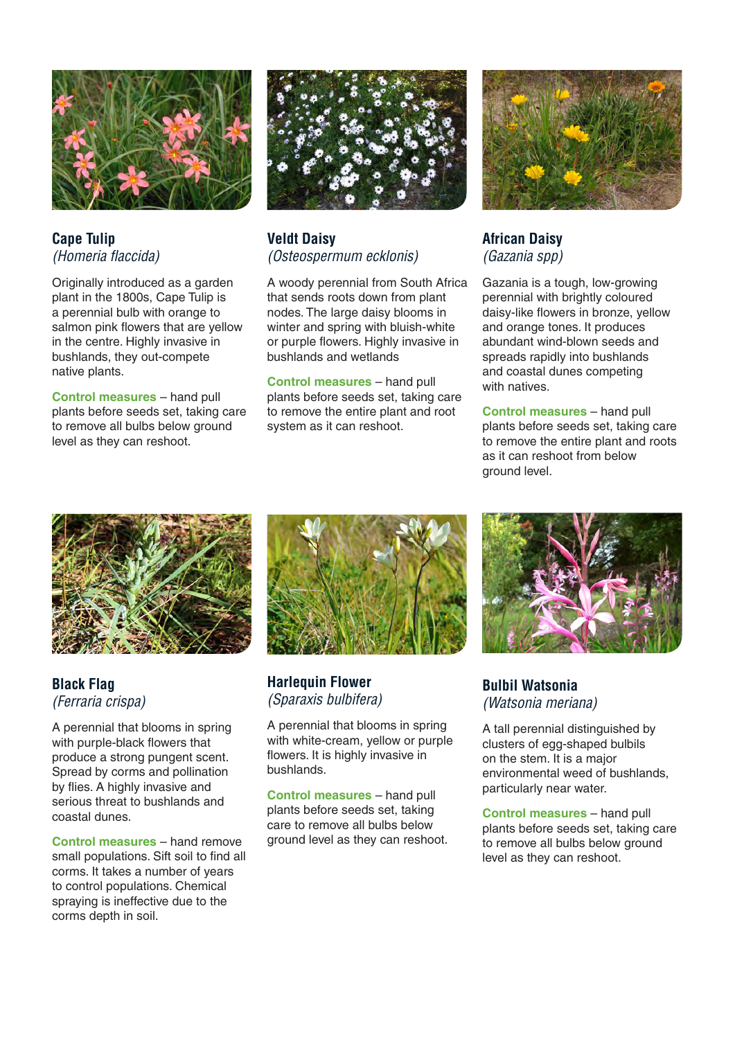### Cape Tulip
*(Homeria flaccida)*

Originally introduced as a garden plant in the 1800s, Cape Tulip is a perennial bulb with orange to salmon pink flowers that are yellow in the centre. Highly invasive in bushlands, they out-compete native plants.

**Control measures** – hand pull plants before seeds set, taking care to remove all bulbs below ground level as they can reshoot.

### Veldt Daisy
*(Osteospermum ecklonis)*

A woody perennial from South Africa that sends roots down from plant nodes. The large daisy blooms in winter and spring with bluish-white or purple flowers. Highly invasive in bushlands and wetlands

**Control measures** – hand pull plants before seeds set, taking care to remove the entire plant and root system as it can reshoot.

### African Daisy
*(Gazania spp)*

Gazania is a tough, low-growing perennial with brightly coloured daisy-like flowers in bronze, yellow and orange tones. It produces abundant wind-blown seeds and spreads rapidly into bushlands and coastal dunes competing with natives.

**Control measures** – hand pull plants before seeds set, taking care to remove the entire plant and roots as it can reshoot from below ground level.

### Black Flag
*(Ferraria crispa)*

A perennial that blooms in spring with purple-black flowers that produce a strong pungent scent. Spread by corms and pollination by flies. A highly invasive and serious threat to bushlands and coastal dunes.

**Control measures** – hand remove small populations. Sift soil to find all corms. It takes a number of years to control populations. Chemical spraying is ineffective due to the corms depth in soil.

### Harlequin Flower
*(Sparaxis bulbifera)*

A perennial that blooms in spring with white-cream, yellow or purple flowers. It is highly invasive in bushlands.

**Control measures** – hand pull plants before seeds set, taking care to remove all bulbs below ground level as they can reshoot.

### Bulbil Watsonia
*(Watsonia meriana)*

A tall perennial distinguished by clusters of egg-shaped bulbils on the stem. It is a major environmental weed of bushlands, particularly near water.

**Control measures** – hand pull plants before seeds set, taking care to remove all bulbs below ground level as they can reshoot.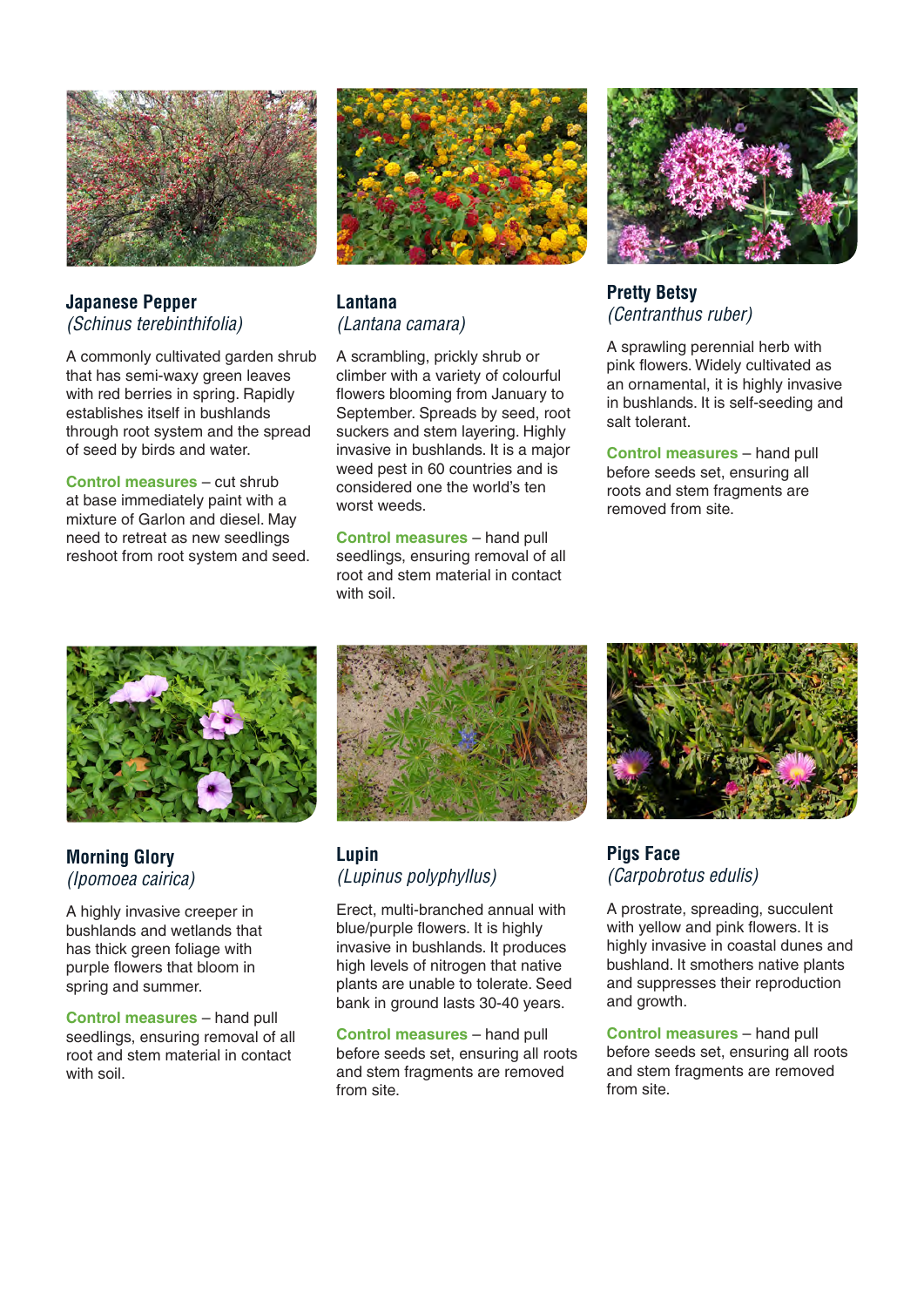### Japanese Pepper
*(Schinus terebinthifolia)*

A commonly cultivated garden shrub that has semi-waxy green leaves with red berries in spring. Rapidly establishes itself in bushlands through root system and the spread of seed by birds and water.

**Control measures** – cut shrub at base immediately paint with a mixture of Garlon and diesel. May need to retreat as new seedlings reshoot from root system and seed.

### Lantana
*(Lantana camara)*

A scrambling, prickly shrub or climber with a variety of colourful flowers blooming from January to September. Spreads by seed, root suckers and stem layering. Highly invasive in bushlands. It is a major weed pest in 60 countries and is considered one the world's ten worst weeds.

**Control measures** – hand pull seedlings, ensuring removal of all root and stem material in contact with soil.

### Pretty Betsy
*(Centranthus ruber)*

A sprawling perennial herb with pink flowers. Widely cultivated as an ornamental, it is highly invasive in bushlands. It is self-seeding and salt tolerant.

**Control measures** – hand pull before seeds set, ensuring all roots and stem fragments are removed from site.

### Morning Glory
*(Ipomoea cairica)*

A highly invasive creeper in bushlands and wetlands that has thick green foliage with purple flowers that bloom in spring and summer.

**Control measures** – hand pull seedlings, ensuring removal of all root and stem material in contact with soil.

### Lupin
*(Lupinus polyphyllus)*

Erect, multi-branched annual with blue/purple flowers. It is highly invasive in bushlands. It produces high levels of nitrogen that native plants are unable to tolerate. Seed bank in ground lasts 30-40 years.

**Control measures** – hand pull before seeds set, ensuring all roots and stem fragments are removed from site.

### Pigs Face
*(Carpobrotus edulis)*

A prostrate, spreading, succulent with yellow and pink flowers. It is highly invasive in coastal dunes and bushland. It smothers native plants and suppresses their reproduction and growth.

**Control measures** – hand pull before seeds set, ensuring all roots and stem fragments are removed from site.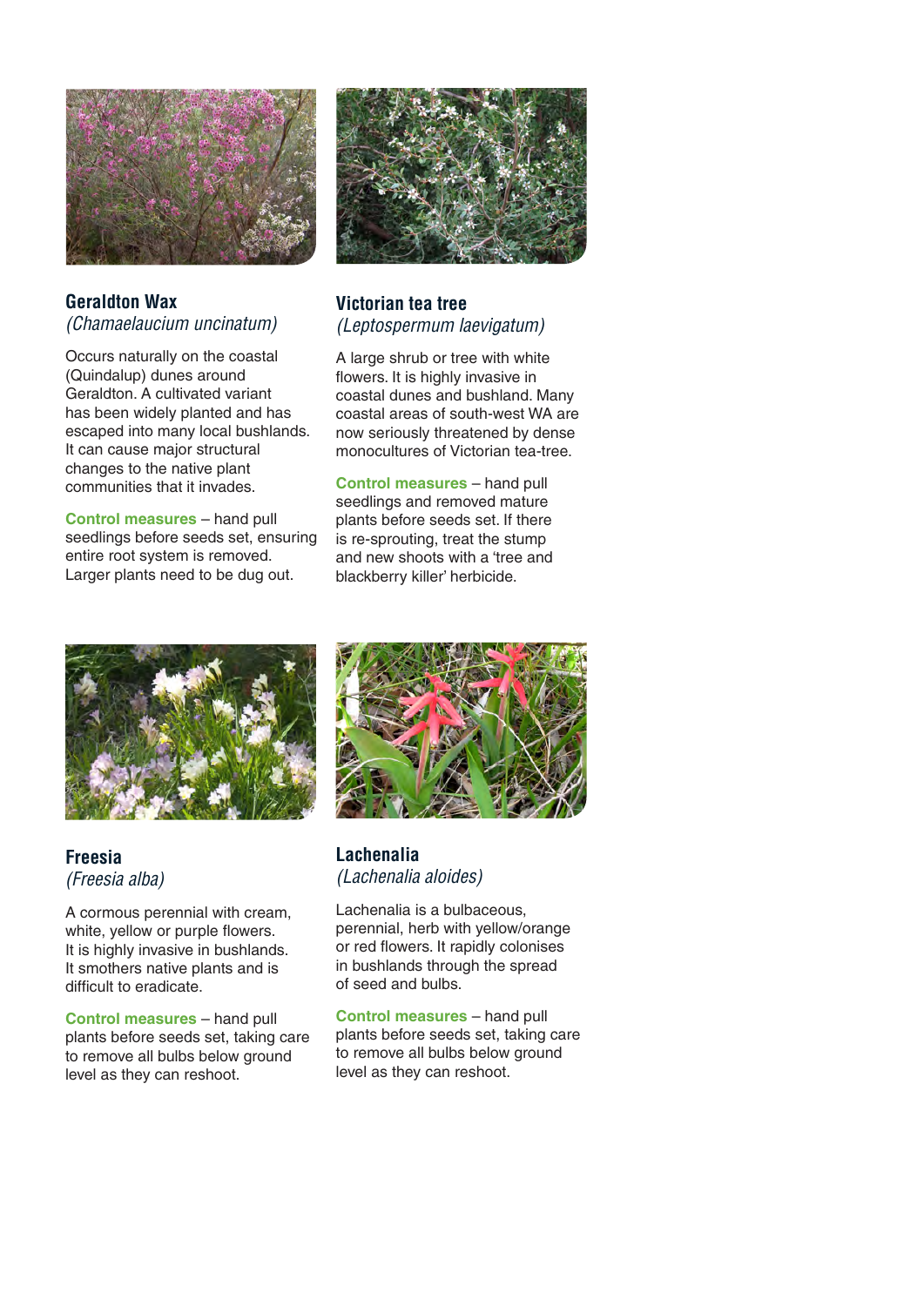## Geraldton Wax
*(Chamaelaucium uncinatum)*

Occurs naturally on the coastal (Quindalup) dunes around Geraldton. A cultivated variant has been widely planted and has escaped into many local bushlands. It can cause major structural changes to the native plant communities that it invades.

**Control measures** – hand pull seedlings before seeds set, ensuring entire root system is removed. Larger plants need to be dug out.

## Victorian tea tree
*(Leptospermum laevigatum)*

A large shrub or tree with white flowers. It is highly invasive in coastal dunes and bushland. Many coastal areas of south-west WA are now seriously threatened by dense monocultures of Victorian tea-tree.

**Control measures** – hand pull seedlings and removed mature plants before seeds set. If there is re-sprouting, treat the stump and new shoots with a 'tree and blackberry killer' herbicide.

## Freesia
*(Freesia alba)*

A cormous perennial with cream, white, yellow or purple flowers. It is highly invasive in bushlands. It smothers native plants and is difficult to eradicate.

**Control measures** – hand pull plants before seeds set, taking care to remove all bulbs below ground level as they can reshoot.

## Lachenalia
*(Lachenalia aloides)*

Lachenalia is a bulbaceous, perennial, herb with yellow/orange or red flowers. It rapidly colonises in bushlands through the spread of seed and bulbs.

**Control measures** – hand pull plants before seeds set, taking care to remove all bulbs below ground level as they can reshoot.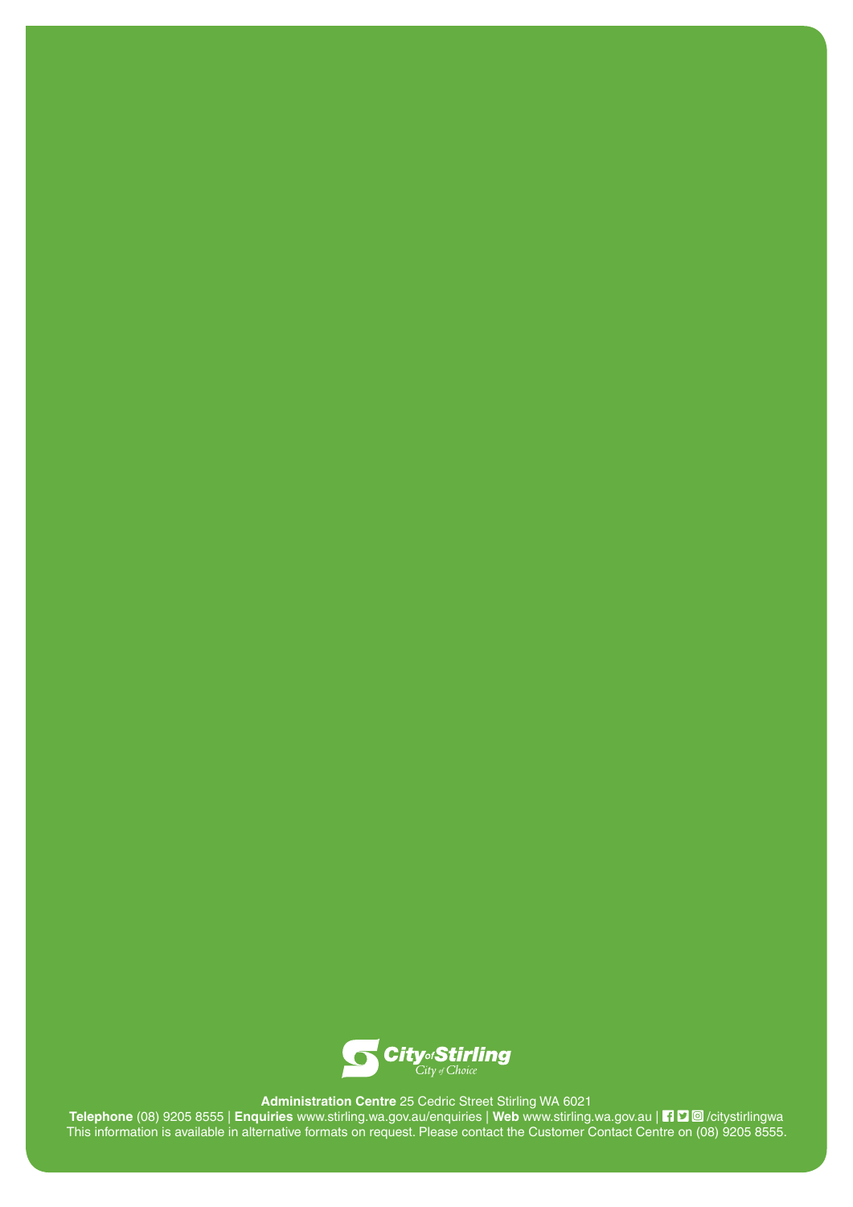City of Stirling
City of Choice

**Administration Centre** 25 Cedric Street Stirling WA 6021

**Telephone** (08) 9205 8555 | **Enquiries** www.stirling.wa.gov.au/enquiries | **Web** www.stirling.wa.gov.au | /citystirlingwa

This information is available in alternative formats on request. Please contact the Customer Contact Centre on (08) 9205 8555.